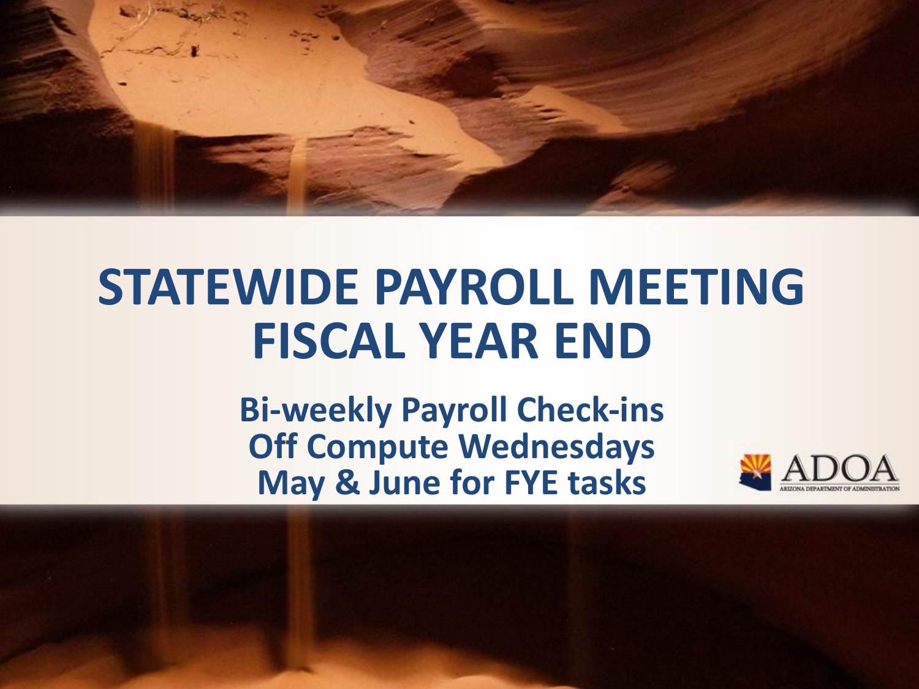# STATEWIDE PAYROLL MEETING FISCAL YEAR END

**Bi-weekly Payroll Check-ins**
**Off Compute Wednesdays**
**May & June for FYE tasks**

ADOA
ARIZONA DEPARTMENT OF ADMINISTRATION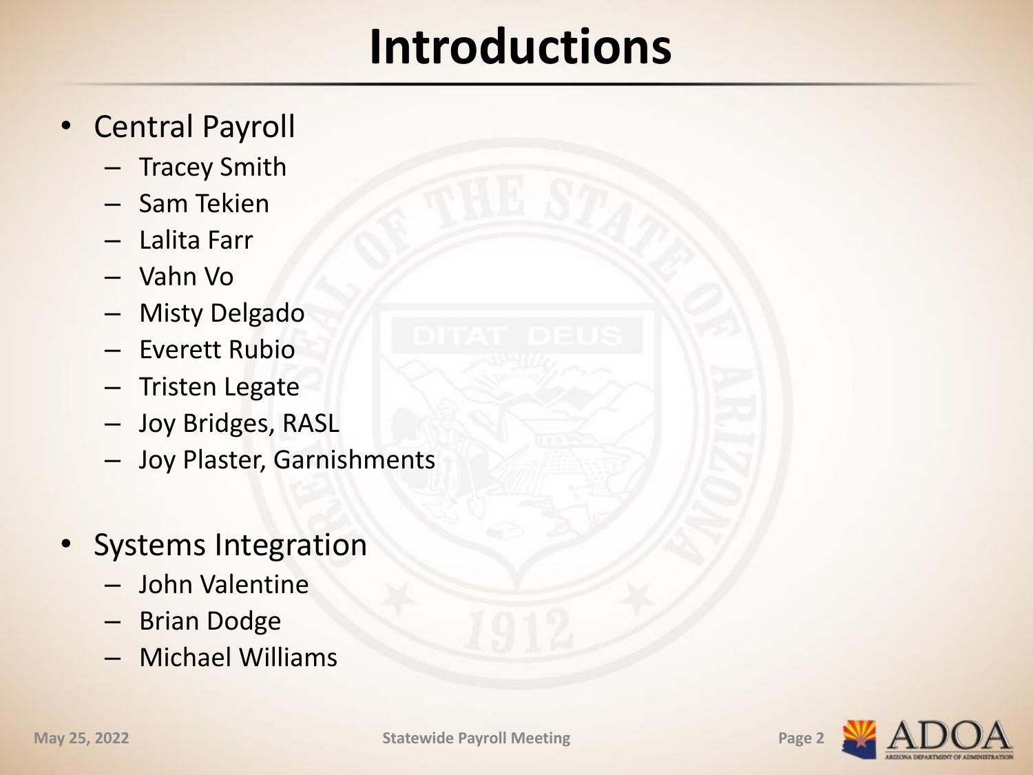# Introductions

- Central Payroll
  - Tracey Smith
  - Sam Tekien
  - Lalita Farr
  - Vahn Vo
  - Misty Delgado
  - Everett Rubio
  - Tristen Legate
  - Joy Bridges, RASL
  - Joy Plaster, Garnishments

- Systems Integration
  - John Valentine
  - Brian Dodge
  - Michael Williams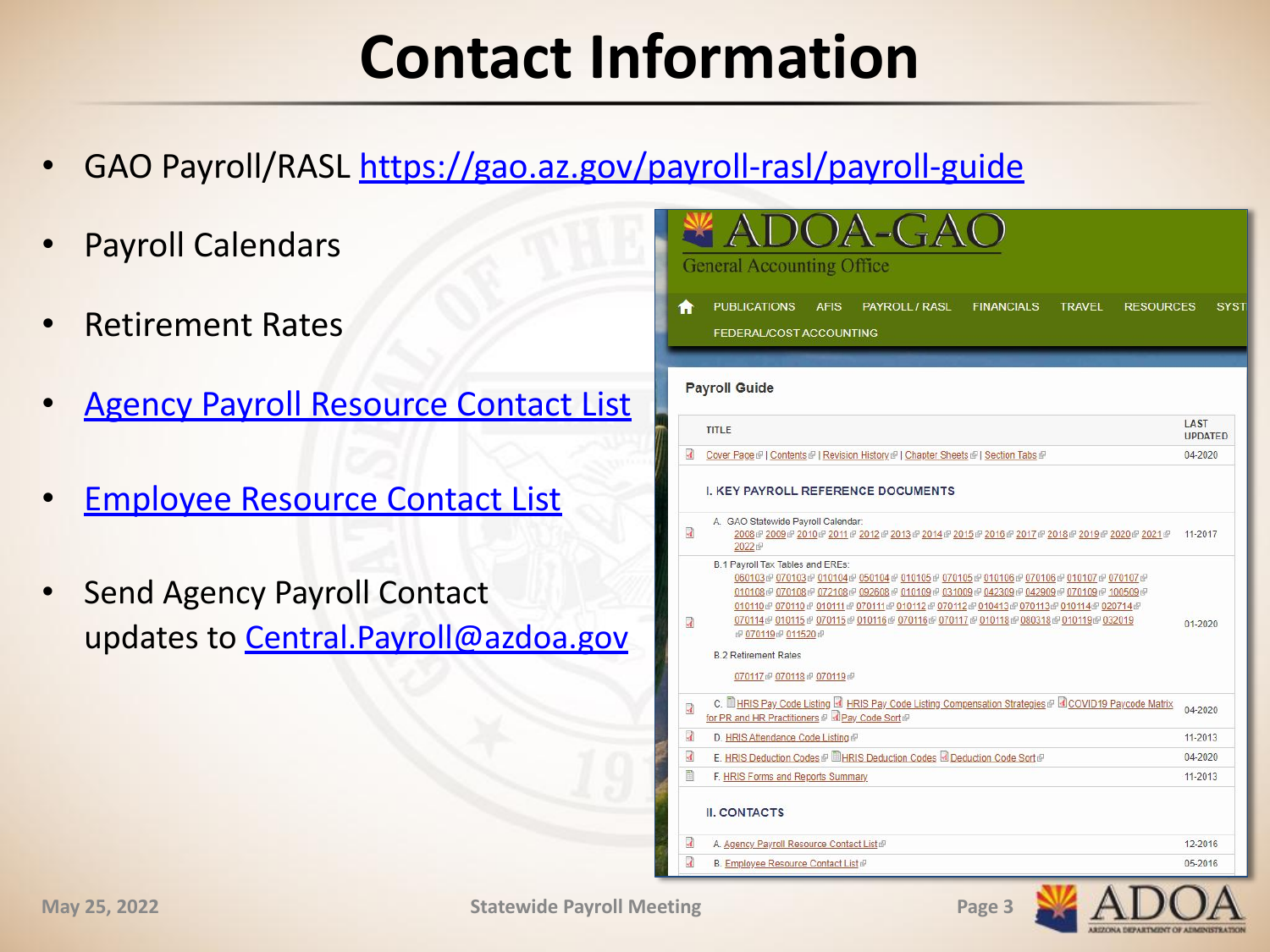# Contact Information

- GAO Payroll/RASL [https://gao.az.gov/payroll-rasl/payroll-guide](https://gao.az.gov/payroll-rasl/payroll-guide)
- Payroll Calendars
- Retirement Rates
- [Agency Payroll Resource Contact List]()
- [Employee Resource Contact List]()
- Send Agency Payroll Contact updates to [Central.Payroll@azdoa.gov](mailto:Central.Payroll@azdoa.gov)

ADOA-GAO
General Accounting Office

HOME | PUBLICATIONS | AFIS | PAYROLL / RASL | FINANCIALS | TRAVEL | RESOURCES | SYST
FEDERAL/COST ACCOUNTING

**Payroll Guide**

| TITLE | LAST UPDATED |
| --- | --- |
| Cover Page \| Contents \| Revision History \| Chapter Sheets \| Section Tabs | 04-2020 |
| **I. KEY PAYROLL REFERENCE DOCUMENTS** | |
| A. GAO Statewide Payroll Calendar: 2008 2009 2010 2011 2012 2013 2014 2015 2016 2017 2018 2019 2020 2021 2022 | 11-2017 |
| B.1 Payroll Tax Tables and EREs: 060103 070103 010104 050104 010105 070105 010106 070106 010107 070107 010108 070108 072108 092608 010109 031009 042309 042909 070109 100509 010110 070110 010111 070111 010112 070112 010413 070113 010114 020714 070114 010115 070115 010116 070116 070117 010118 080318 010119 032019 070119 011520<br>B.2 Retirement Rates 070117 070118 070119 | 01-2020 |
| C. HRIS Pay Code Listing HRIS Pay Code Listing Compensation Strategies COVID19 Paycode Matrix for PR and HR Practitioners Pay Code Sort | 04-2020 |
| D. HRIS Attendance Code Listing | 11-2013 |
| E. HRIS Deduction Codes HRIS Deduction Codes Deduction Code Sort | 04-2020 |
| F. HRIS Forms and Reports Summary | 11-2013 |
| **II. CONTACTS** | |
| A. Agency Payroll Resource Contact List | 12-2016 |
| B. Employee Resource Contact List | 05-2016 |

May 25, 2022 — Statewide Payroll Meeting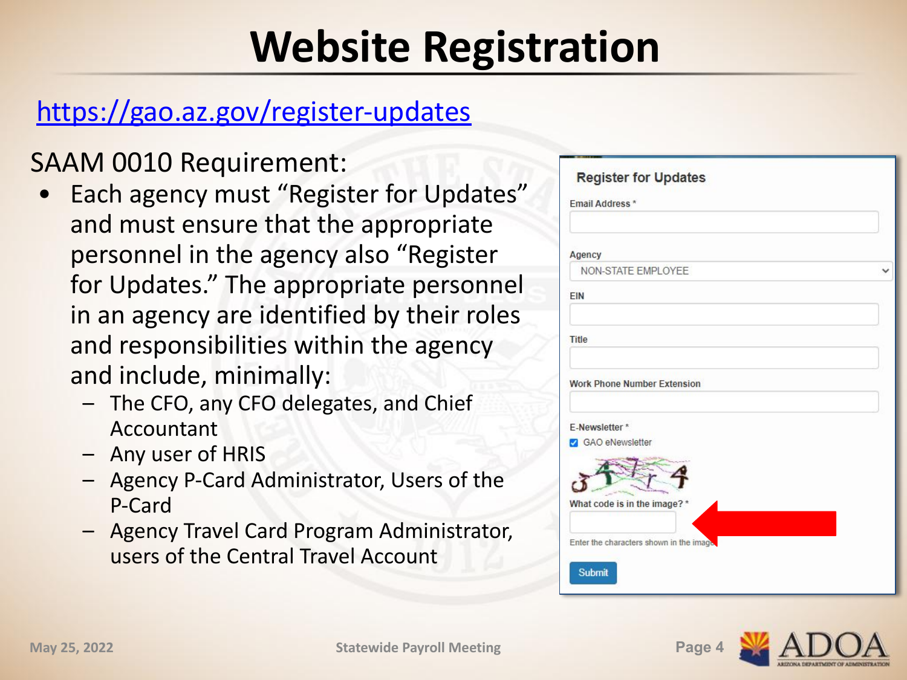# Website Registration

https://gao.az.gov/register-updates

SAAM 0010 Requirement:

- Each agency must "Register for Updates" and must ensure that the appropriate personnel in the agency also "Register for Updates." The appropriate personnel in an agency are identified by their roles and responsibilities within the agency and include, minimally:
  - The CFO, any CFO delegates, and Chief Accountant
  - Any user of HRIS
  - Agency P-Card Administrator, Users of the P-Card
  - Agency Travel Card Program Administrator, users of the Central Travel Account

**Register for Updates**

Email Address *

Agency
NON-STATE EMPLOYEE

EIN

Title

Work Phone Number Extension

E-Newsletter *
GAO eNewsletter

What code is in the image? *

Enter the characters shown in the image

Submit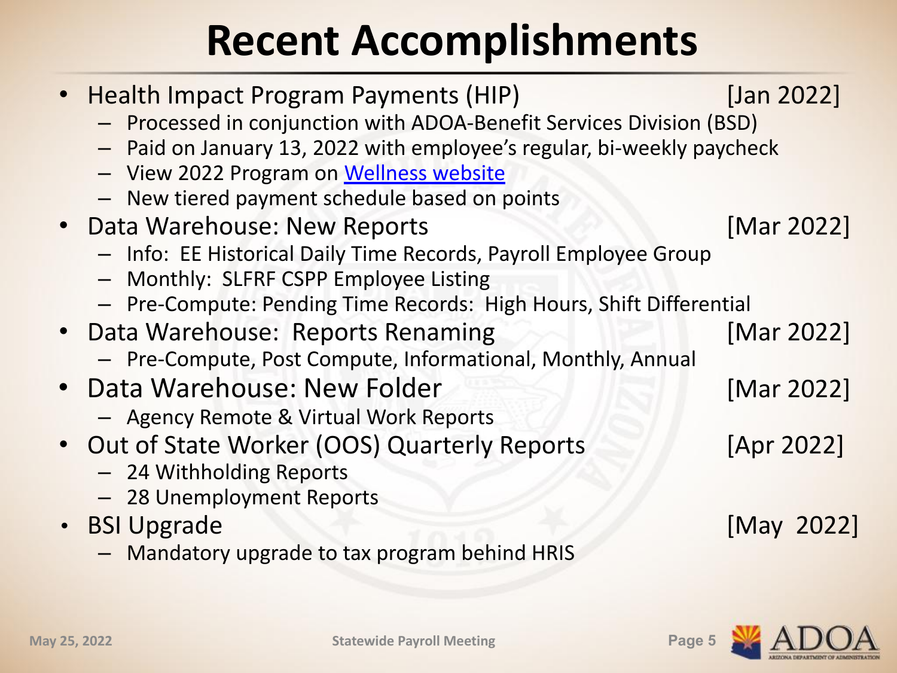# Recent Accomplishments

- Health Impact Program Payments (HIP) [Jan 2022]
  - Processed in conjunction with ADOA-Benefit Services Division (BSD)
  - Paid on January 13, 2022 with employee's regular, bi-weekly paycheck
  - View 2022 Program on Wellness website
  - New tiered payment schedule based on points
- Data Warehouse: New Reports [Mar 2022]
  - Info: EE Historical Daily Time Records, Payroll Employee Group
  - Monthly: SLFRF CSPP Employee Listing
  - Pre-Compute: Pending Time Records: High Hours, Shift Differential
- Data Warehouse: Reports Renaming [Mar 2022]
  - Pre-Compute, Post Compute, Informational, Monthly, Annual
- Data Warehouse: New Folder [Mar 2022]
  - Agency Remote & Virtual Work Reports
- Out of State Worker (OOS) Quarterly Reports [Apr 2022]
  - 24 Withholding Reports
  - 28 Unemployment Reports
- BSI Upgrade [May 2022]
  - Mandatory upgrade to tax program behind HRIS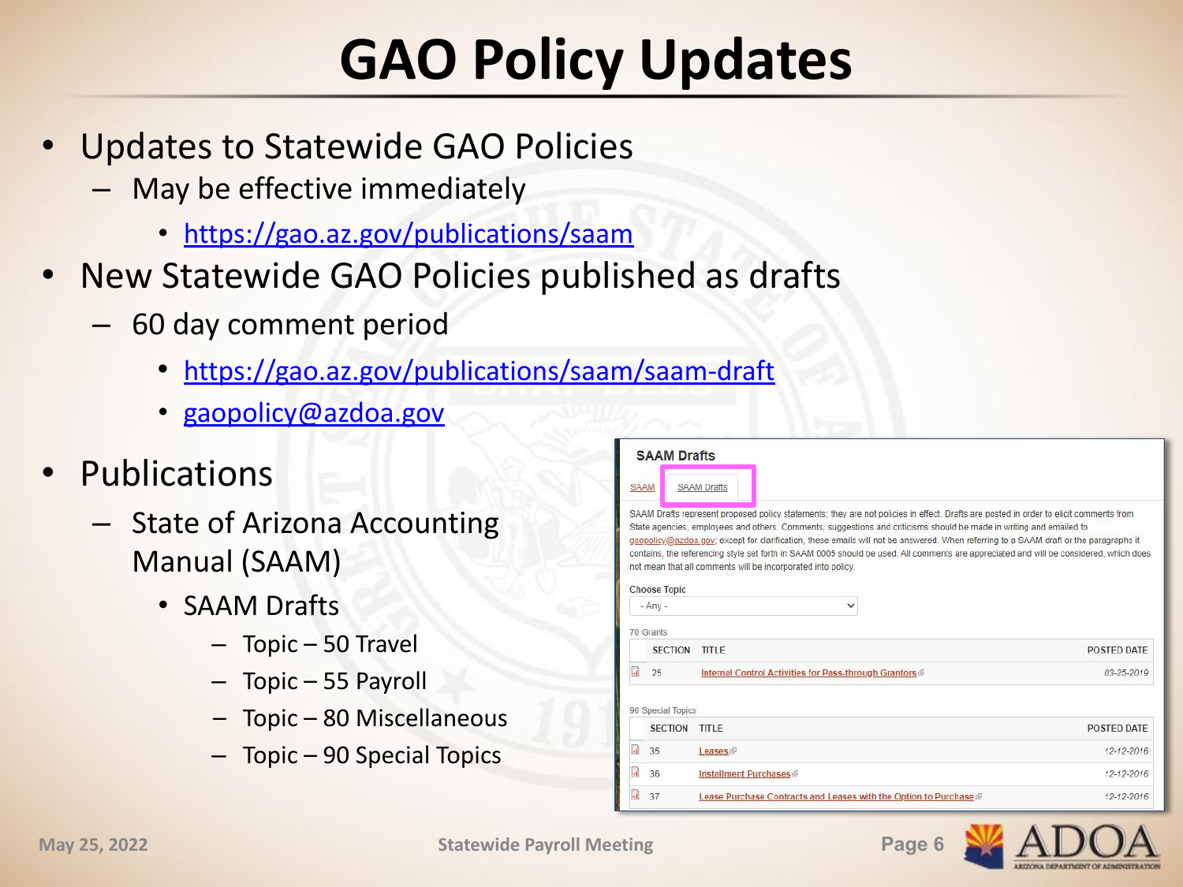# GAO Policy Updates

- Updates to Statewide GAO Policies
  - May be effective immediately
    - https://gao.az.gov/publications/saam
- New Statewide GAO Policies published as drafts
  - 60 day comment period
    - https://gao.az.gov/publications/saam/saam-draft
    - gaopolicy@azdoa.gov
- Publications
  - State of Arizona Accounting Manual (SAAM)
    - SAAM Drafts
      - Topic – 50 Travel
      - Topic – 55 Payroll
      - Topic – 80 Miscellaneous
      - Topic – 90 Special Topics

**SAAM Drafts**

SAAM | SAAM Drafts

SAAM Drafts represent proposed policy statements; they are not policies in effect. Drafts are posted in order to elicit comments from State agencies, employees and others. Comments, suggestions and criticisms should be made in writing and emailed to gaopolicy@azdoa.gov; except for clarification, these emails will not be answered. When referring to a SAAM draft or the paragraphs it contains, the referencing style set forth in SAAM 0005 should be used. All comments are appreciated and will be considered, which does not mean that all comments will be incorporated into policy.

Choose Topic: - Any -

70 Grants

| SECTION | TITLE | POSTED DATE |
|---|---|---|
| 25 | Internal Control Activities for Pass-through Grantors | 03-25-2019 |

90 Special Topics

| SECTION | TITLE | POSTED DATE |
|---|---|---|
| 35 | Leases | 12-12-2016 |
| 36 | Installment Purchases | 12-12-2016 |
| 37 | Lease Purchase Contracts and Leases with the Option to Purchase | 12-12-2016 |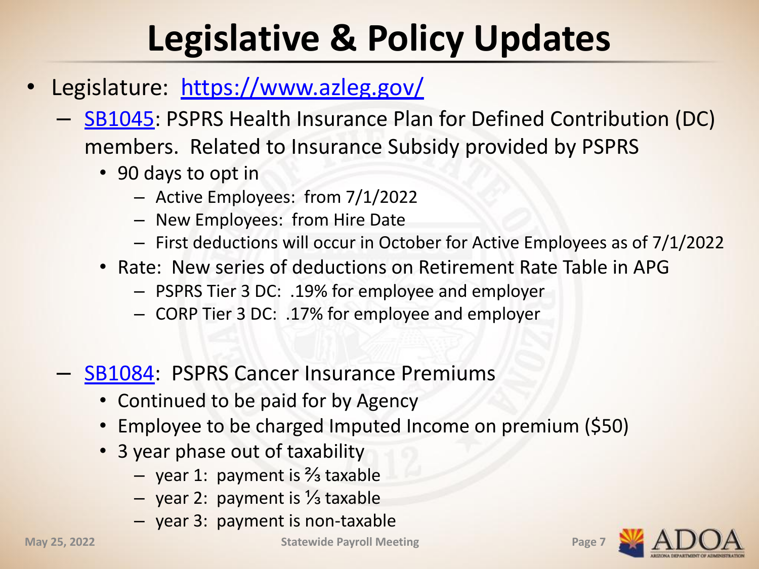# Legislative & Policy Updates

- Legislature: [https://www.azleg.gov/](https://www.azleg.gov/)
  - SB1045: PSPRS Health Insurance Plan for Defined Contribution (DC) members. Related to Insurance Subsidy provided by PSPRS
    - 90 days to opt in
      - Active Employees: from 7/1/2022
      - New Employees: from Hire Date
      - First deductions will occur in October for Active Employees as of 7/1/2022
    - Rate: New series of deductions on Retirement Rate Table in APG
      - PSPRS Tier 3 DC: .19% for employee and employer
      - CORP Tier 3 DC: .17% for employee and employer
  - SB1084: PSPRS Cancer Insurance Premiums
    - Continued to be paid for by Agency
    - Employee to be charged Imputed Income on premium ($50)
    - 3 year phase out of taxability
      - year 1: payment is ⅔ taxable
      - year 2: payment is ⅓ taxable
      - year 3: payment is non-taxable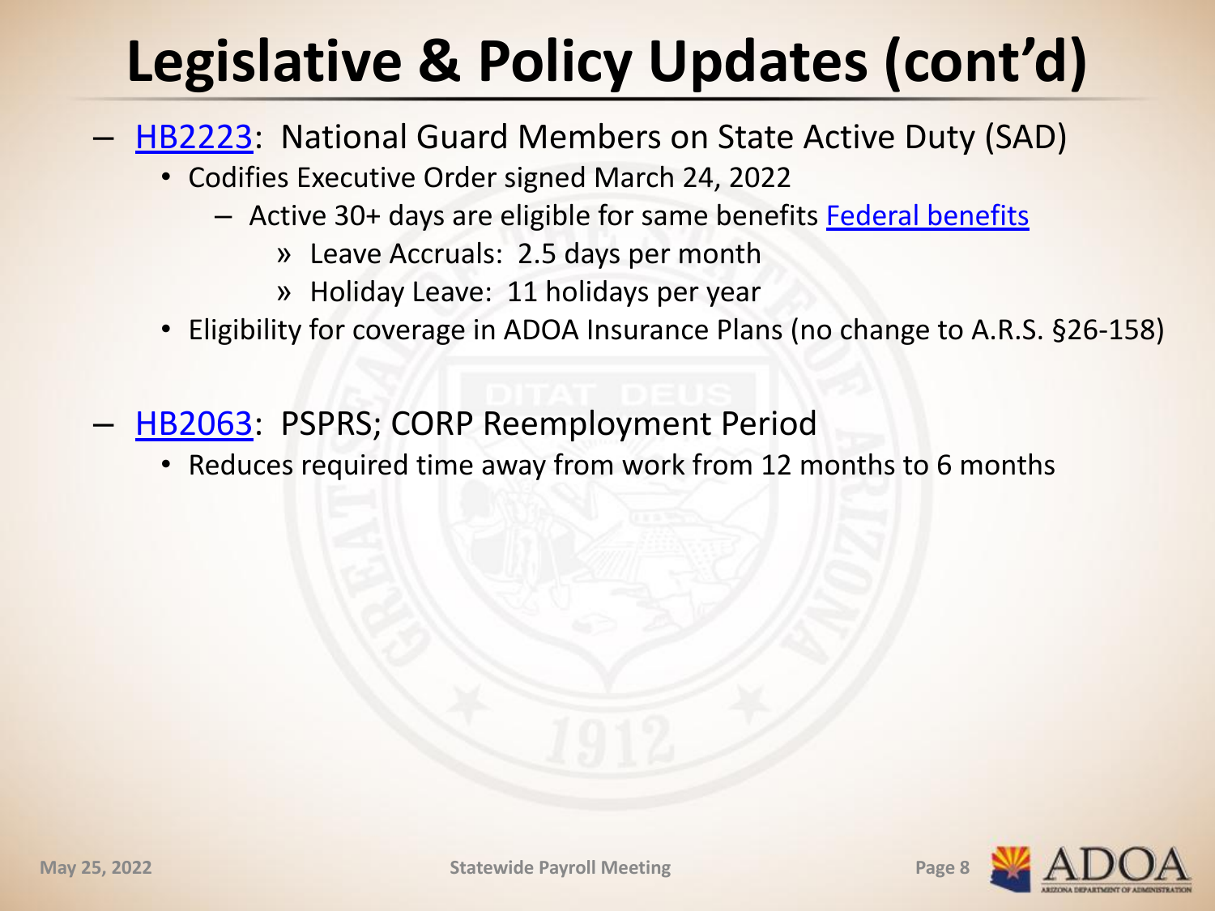# Legislative & Policy Updates (cont'd)

- HB2223: National Guard Members on State Active Duty (SAD)
  - Codifies Executive Order signed March 24, 2022
    - Active 30+ days are eligible for same benefits Federal benefits
      - » Leave Accruals: 2.5 days per month
      - » Holiday Leave: 11 holidays per year
  - Eligibility for coverage in ADOA Insurance Plans (no change to A.R.S. §26-158)

- HB2063: PSPRS; CORP Reemployment Period
  - Reduces required time away from work from 12 months to 6 months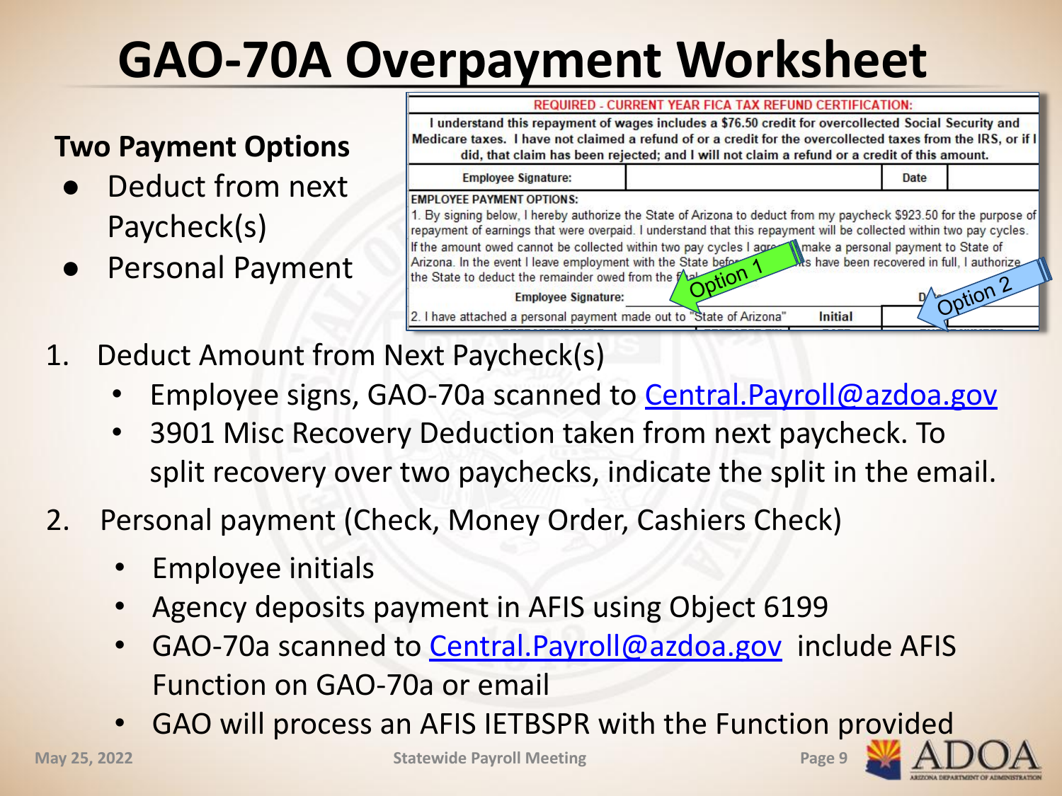# GAO-70A Overpayment Worksheet

**Two Payment Options**

- Deduct from next Paycheck(s)
- Personal Payment

| REQUIRED - CURRENT YEAR FICA TAX REFUND CERTIFICATION: | | | |
|---|---|---|---|
| I understand this repayment of wages includes a $76.50 credit for overcollected Social Security and Medicare taxes. I have not claimed a refund of or a credit for the overcollected taxes from the IRS, or if I did, that claim has been rejected; and I will not claim a refund or a credit of this amount. | | | |
| Employee Signature: | | Date | |
| EMPLOYEE PAYMENT OPTIONS: 1. By signing below, I hereby authorize the State of Arizona to deduct from my paycheck $923.50 for the purpose of repayment of earnings that were overpaid. I understand that this repayment will be collected within two pay cycles. If the amount owed cannot be collected within two pay cycles I agree to make a personal payment to State of Arizona. In the event I leave employment with the State before ... has been recovered in full, I authorize the State to deduct the remainder owed from the final ... | | | |
| Employee Signature: | | D... | |
| 2. I have attached a personal payment made out to "State of Arizona" | | Initial | |

Option 1

Option 2

1. Deduct Amount from Next Paycheck(s)
   - Employee signs, GAO-70a scanned to [Central.Payroll@azdoa.gov](mailto:Central.Payroll@azdoa.gov)
   - 3901 Misc Recovery Deduction taken from next paycheck. To split recovery over two paychecks, indicate the split in the email.
2. Personal payment (Check, Money Order, Cashiers Check)
   - Employee initials
   - Agency deposits payment in AFIS using Object 6199
   - GAO-70a scanned to [Central.Payroll@azdoa.gov](mailto:Central.Payroll@azdoa.gov) include AFIS Function on GAO-70a or email
   - GAO will process an AFIS IETBSPR with the Function provided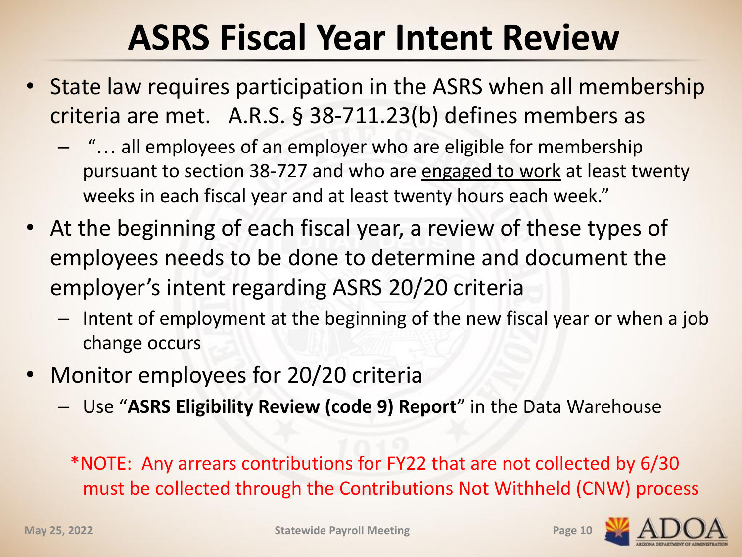# ASRS Fiscal Year Intent Review

- State law requires participation in the ASRS when all membership criteria are met. A.R.S. § 38-711.23(b) defines members as
  - "… all employees of an employer who are eligible for membership pursuant to section 38-727 and who are <u>engaged to work</u> at least twenty weeks in each fiscal year and at least twenty hours each week."
- At the beginning of each fiscal year, a review of these types of employees needs to be done to determine and document the employer's intent regarding ASRS 20/20 criteria
  - Intent of employment at the beginning of the new fiscal year or when a job change occurs
- Monitor employees for 20/20 criteria
  - Use "**ASRS Eligibility Review (code 9) Report**" in the Data Warehouse

*NOTE: Any arrears contributions for FY22 that are not collected by 6/30 must be collected through the Contributions Not Withheld (CNW) process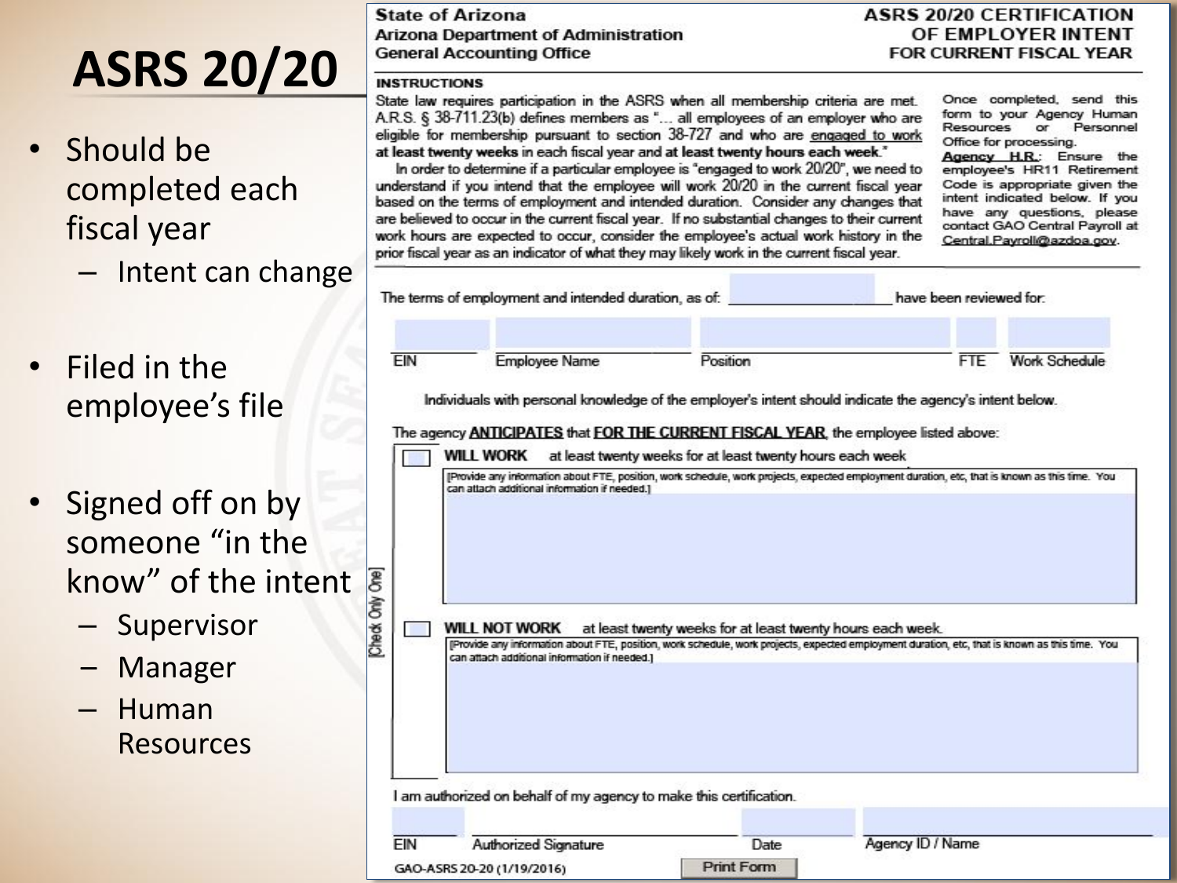# ASRS 20/20

- Should be completed each fiscal year
  - Intent can change
- Filed in the employee's file
- Signed off on by someone "in the know" of the intent
  - Supervisor
  - Manager
  - Human Resources

---

**State of Arizona**
**Arizona Department of Administration**
**General Accounting Office**

**ASRS 20/20 CERTIFICATION OF EMPLOYER INTENT FOR CURRENT FISCAL YEAR**

**INSTRUCTIONS**

State law requires participation in the ASRS when all membership criteria are met. A.R.S. § 38-711.23(b) defines members as "... all employees of an employer who are eligible for membership pursuant to section 38-727 and who are engaged to work **at least twenty weeks** in each fiscal year and **at least twenty hours each week**."

In order to determine if a particular employee is "engaged to work 20/20", we need to understand if you intend that the employee will work 20/20 in the current fiscal year based on the terms of employment and intended duration. Consider any changes that are believed to occur in the current fiscal year. If no substantial changes to their current work hours are expected to occur, consider the employee's actual work history in the prior fiscal year as an indicator of what they may likely work in the current fiscal year.

Once completed, send this form to your Agency Human Resources or Personnel Office for processing.

**Agency H.R.**: Ensure the employee's HR11 Retirement Code is appropriate given the intent indicated below. If you have any questions, please contact GAO Central Payroll at Central.Payroll@azdoa.gov.

The terms of employment and intended duration, as of: ________________ have been reviewed for:

| EIN | Employee Name | Position | FTE | Work Schedule |
|---|---|---|---|---|
| | | | | |

Individuals with personal knowledge of the employer's intent should indicate the agency's intent below.

The agency **ANTICIPATES** that **FOR THE CURRENT FISCAL YEAR**, the employee listed above:

[Check Only One]

☐ **WILL WORK** at least twenty weeks for at least twenty hours each week

[Provide any information about FTE, position, work schedule, work projects, expected employment duration, etc, that is known as this time. You can attach additional information if needed.]

☐ **WILL NOT WORK** at least twenty weeks for at least twenty hours each week.

[Provide any information about FTE, position, work schedule, work projects, expected employment duration, etc, that is known as this time. You can attach additional information if needed.]

I am authorized on behalf of my agency to make this certification.

| EIN | Authorized Signature | Date | Agency ID / Name |
|---|---|---|---|
| | | | |

GAO-ASRS 20-20 (1/19/2016)

Print Form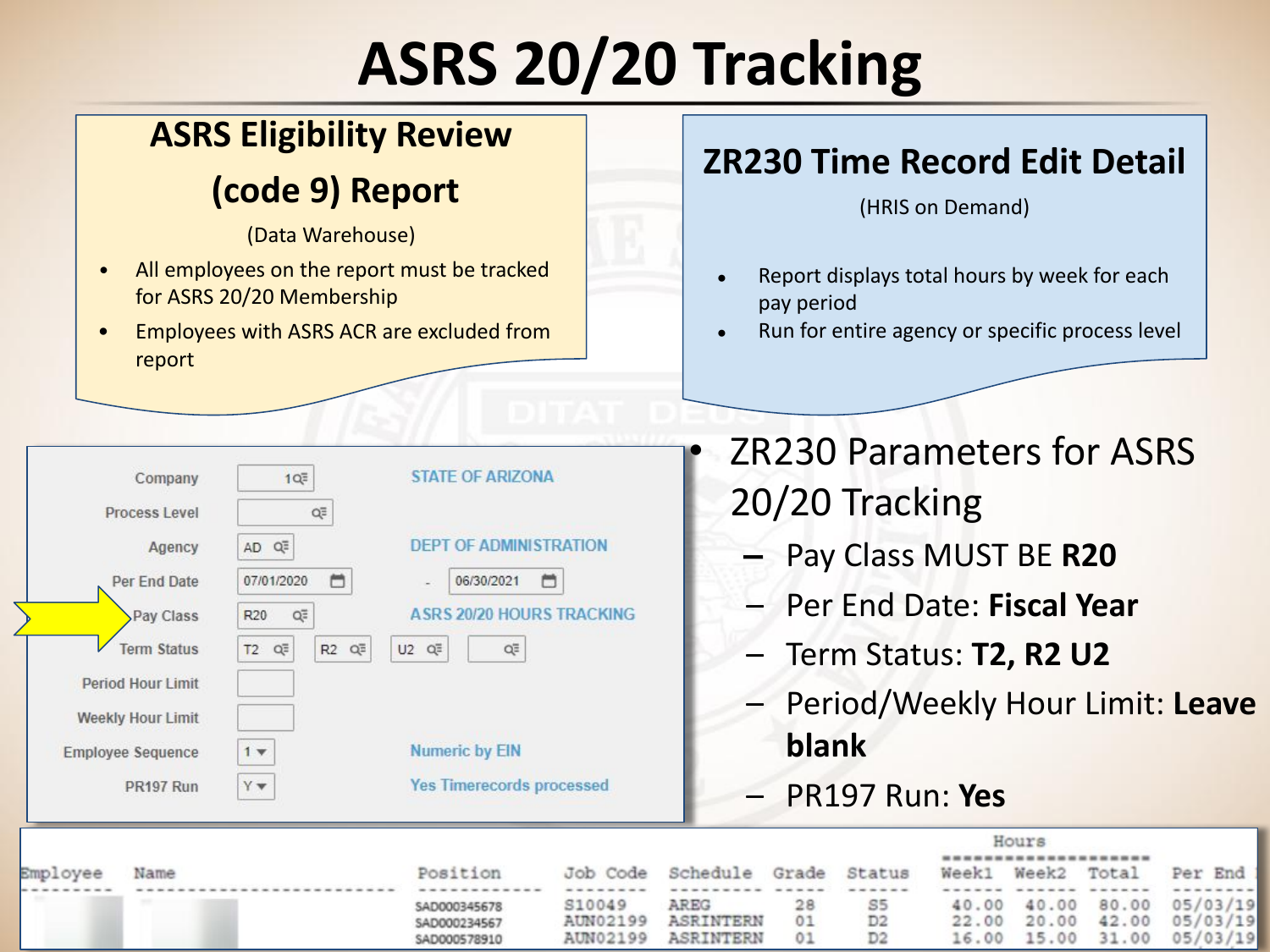# ASRS 20/20 Tracking

## ASRS Eligibility Review (code 9) Report

(Data Warehouse)

- All employees on the report must be tracked for ASRS 20/20 Membership
- Employees with ASRS ACR are excluded from report

## ZR230 Time Record Edit Detail

(HRIS on Demand)

- Report displays total hours by week for each pay period
- Run for entire agency or specific process level

| Field | Value | Description |
|---|---|---|
| Company | 1 | STATE OF ARIZONA |
| Process Level | | |
| Agency | AD | DEPT OF ADMINISTRATION |
| Per End Date | 07/01/2020 - 06/30/2021 | |
| Pay Class | R20 | ASRS 20/20 HOURS TRACKING |
| Term Status | T2, R2, U2 | |
| Period Hour Limit | | |
| Weekly Hour Limit | | |
| Employee Sequence | 1 | Numeric by EIN |
| PR197 Run | Y | Yes Timerecords processed |

- ZR230 Parameters for ASRS 20/20 Tracking
  - Pay Class MUST BE **R20**
  - Per End Date: **Fiscal Year**
  - Term Status: **T2, R2 U2**
  - Period/Weekly Hour Limit: **Leave blank**
  - PR197 Run: **Yes**

| Employee | Name | Position | Job Code | Schedule | Grade | Status | Hours Week1 | Hours Week2 | Hours Total | Per End |
|---|---|---|---|---|---|---|---|---|---|---|
| | | SAD000345678 | S10049 | AREG | 28 | S5 | 40.00 | 40.00 | 80.00 | 05/03/19 |
| | | SAD000234567 | AUN02199 | ASRINTERN | 01 | D2 | 22.00 | 20.00 | 42.00 | 05/03/19 |
| | | SAD000578910 | AUN02199 | ASRINTERN | 01 | D2 | 16.00 | 15.00 | 31.00 | 05/03/19 |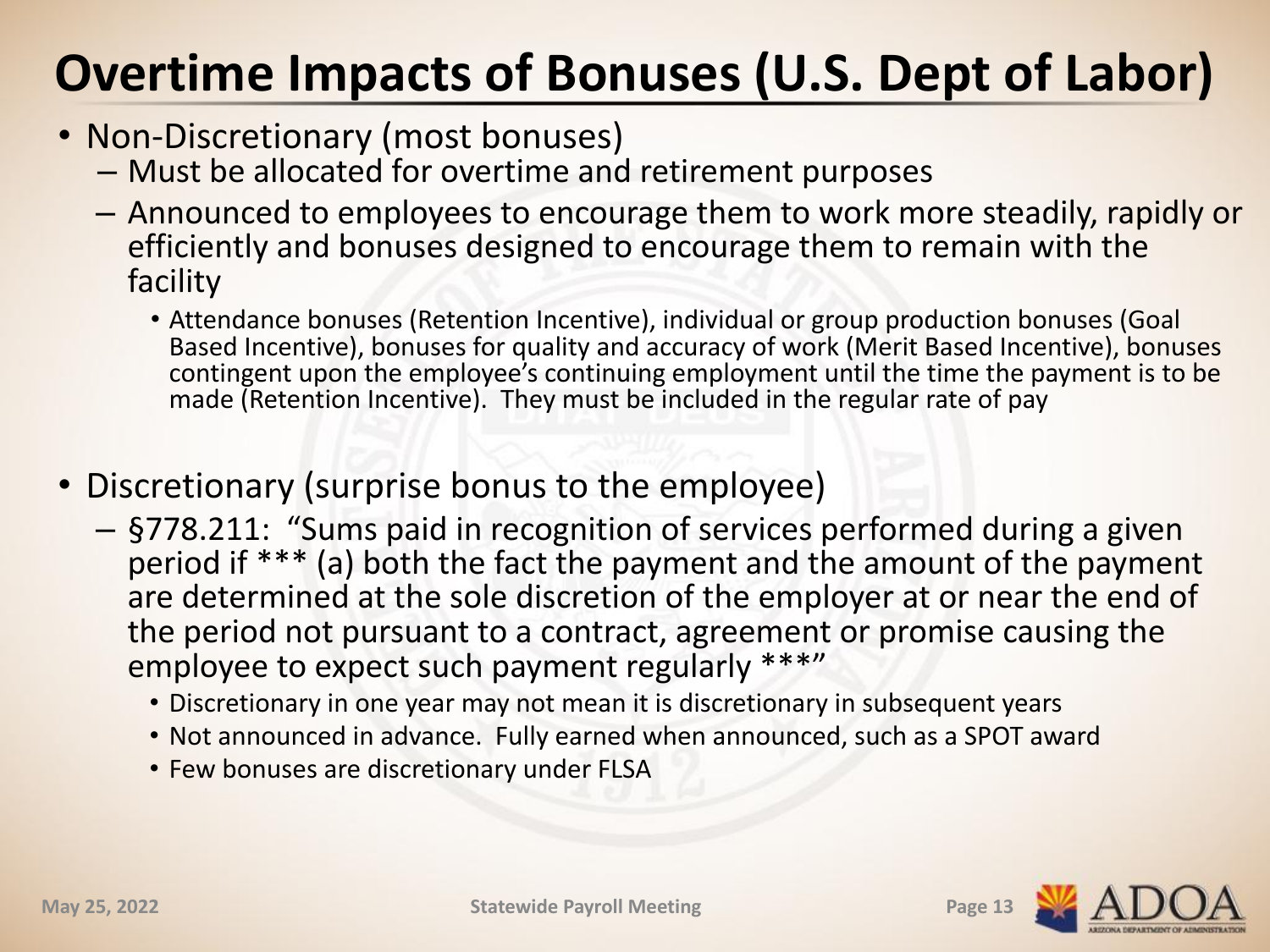# Overtime Impacts of Bonuses (U.S. Dept of Labor)

- Non-Discretionary (most bonuses)
  - Must be allocated for overtime and retirement purposes
  - Announced to employees to encourage them to work more steadily, rapidly or efficiently and bonuses designed to encourage them to remain with the facility
    - Attendance bonuses (Retention Incentive), individual or group production bonuses (Goal Based Incentive), bonuses for quality and accuracy of work (Merit Based Incentive), bonuses contingent upon the employee's continuing employment until the time the payment is to be made (Retention Incentive). They must be included in the regular rate of pay

- Discretionary (surprise bonus to the employee)
  - §778.211: "Sums paid in recognition of services performed during a given period if *** (a) both the fact the payment and the amount of the payment are determined at the sole discretion of the employer at or near the end of the period not pursuant to a contract, agreement or promise causing the employee to expect such payment regularly ***"
    - Discretionary in one year may not mean it is discretionary in subsequent years
    - Not announced in advance. Fully earned when announced, such as a SPOT award
    - Few bonuses are discretionary under FLSA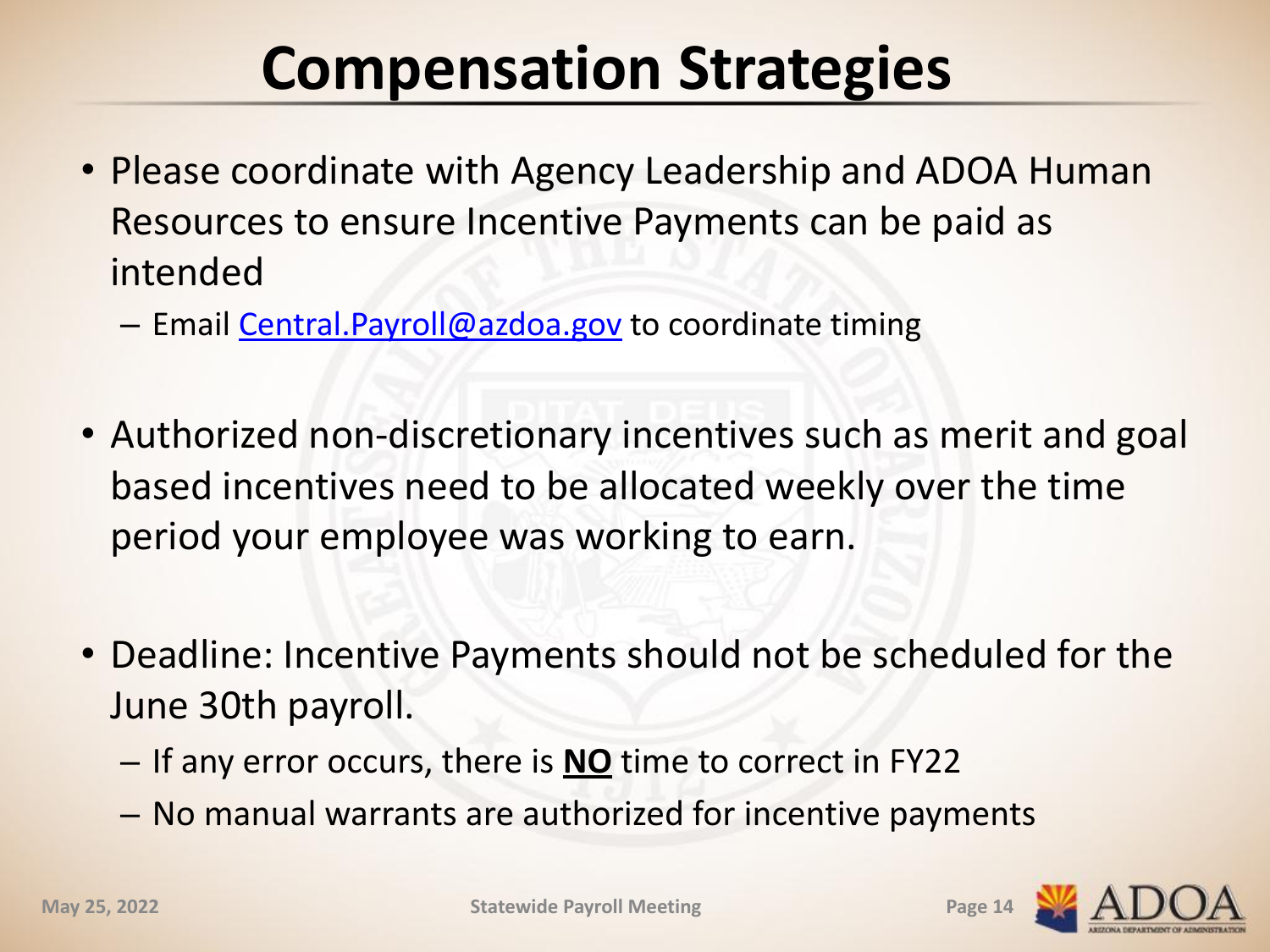# Compensation Strategies

- Please coordinate with Agency Leadership and ADOA Human Resources to ensure Incentive Payments can be paid as intended
  - Email Central.Payroll@azdoa.gov to coordinate timing

- Authorized non-discretionary incentives such as merit and goal based incentives need to be allocated weekly over the time period your employee was working to earn.

- Deadline: Incentive Payments should not be scheduled for the June 30th payroll.
  - If any error occurs, there is **NO** time to correct in FY22
  - No manual warrants are authorized for incentive payments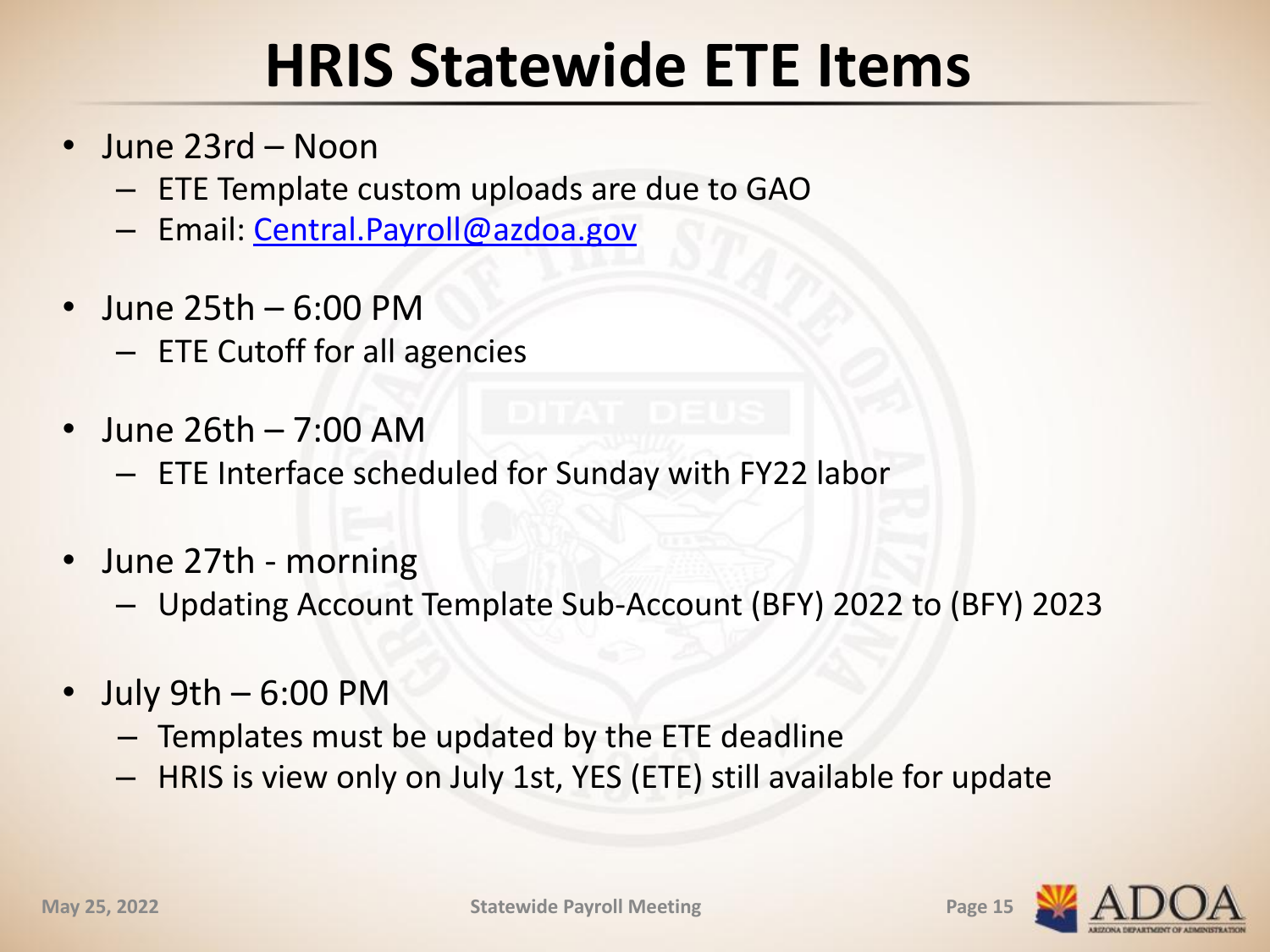# HRIS Statewide ETE Items

- June 23rd – Noon
  - ETE Template custom uploads are due to GAO
  - Email: Central.Payroll@azdoa.gov
- June 25th – 6:00 PM
  - ETE Cutoff for all agencies
- June 26th – 7:00 AM
  - ETE Interface scheduled for Sunday with FY22 labor
- June 27th - morning
  - Updating Account Template Sub-Account (BFY) 2022 to (BFY) 2023
- July 9th – 6:00 PM
  - Templates must be updated by the ETE deadline
  - HRIS is view only on July 1st, YES (ETE) still available for update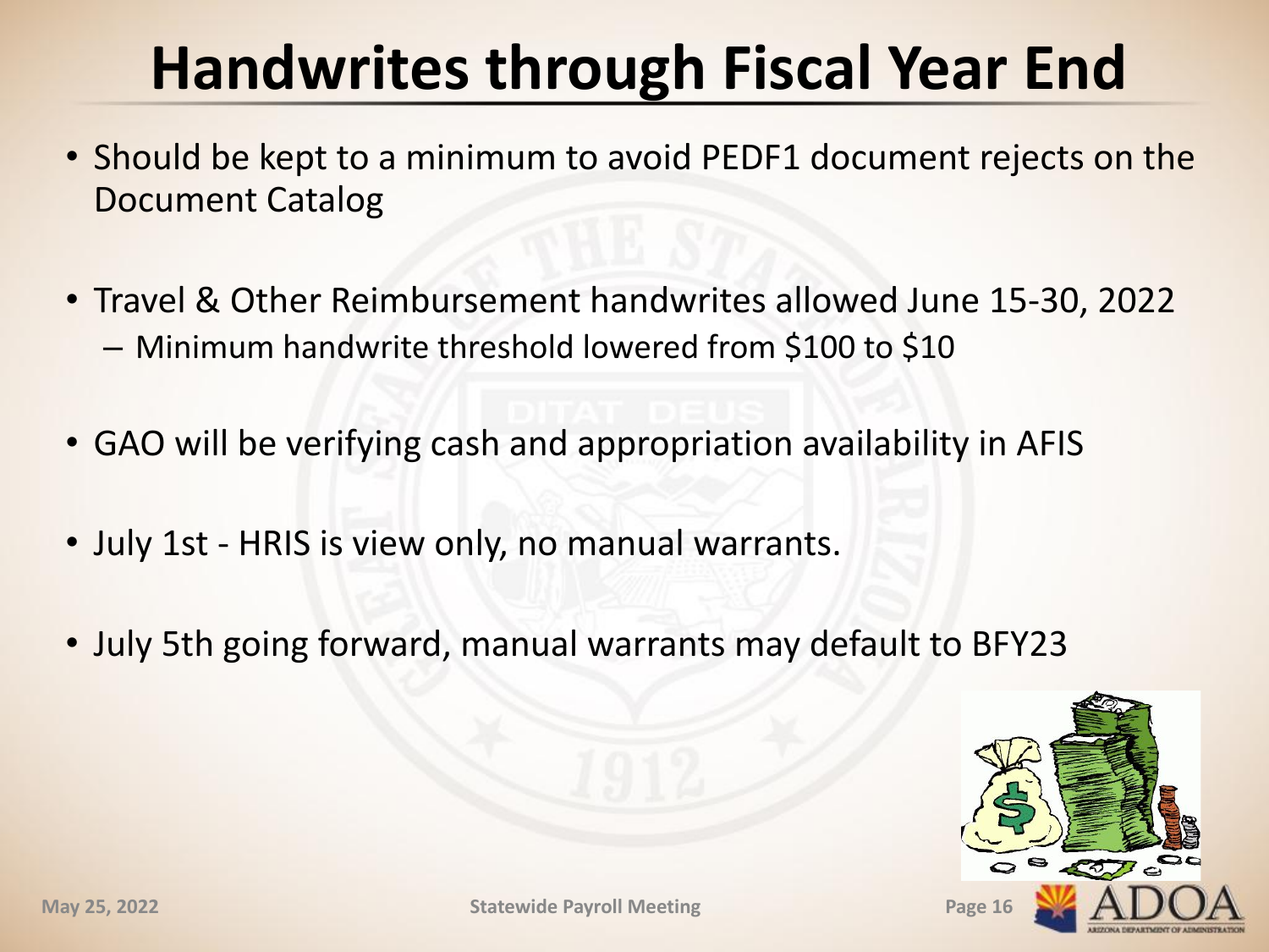# Handwrites through Fiscal Year End

- Should be kept to a minimum to avoid PEDF1 document rejects on the Document Catalog
- Travel & Other Reimbursement handwrites allowed June 15-30, 2022
  - Minimum handwrite threshold lowered from $100 to $10
- GAO will be verifying cash and appropriation availability in AFIS
- July 1st - HRIS is view only, no manual warrants.
- July 5th going forward, manual warrants may default to BFY23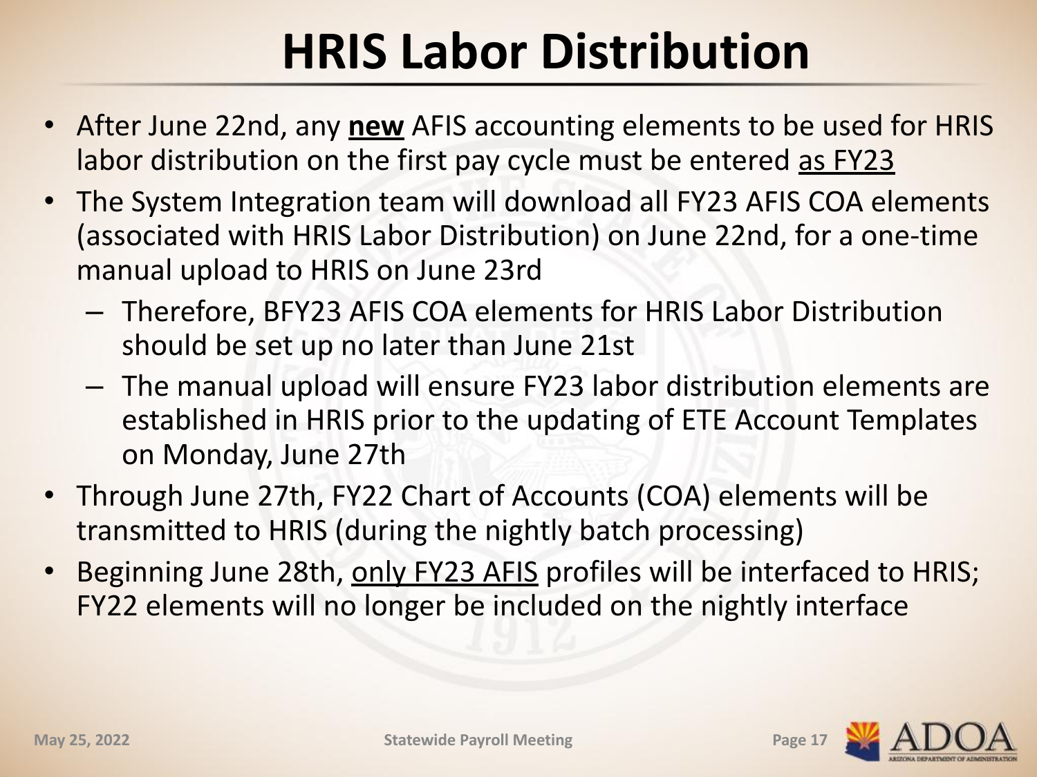# HRIS Labor Distribution

- After June 22nd, any **new** AFIS accounting elements to be used for HRIS labor distribution on the first pay cycle must be entered as FY23
- The System Integration team will download all FY23 AFIS COA elements (associated with HRIS Labor Distribution) on June 22nd, for a one-time manual upload to HRIS on June 23rd
  - Therefore, BFY23 AFIS COA elements for HRIS Labor Distribution should be set up no later than June 21st
  - The manual upload will ensure FY23 labor distribution elements are established in HRIS prior to the updating of ETE Account Templates on Monday, June 27th
- Through June 27th, FY22 Chart of Accounts (COA) elements will be transmitted to HRIS (during the nightly batch processing)
- Beginning June 28th, only FY23 AFIS profiles will be interfaced to HRIS; FY22 elements will no longer be included on the nightly interface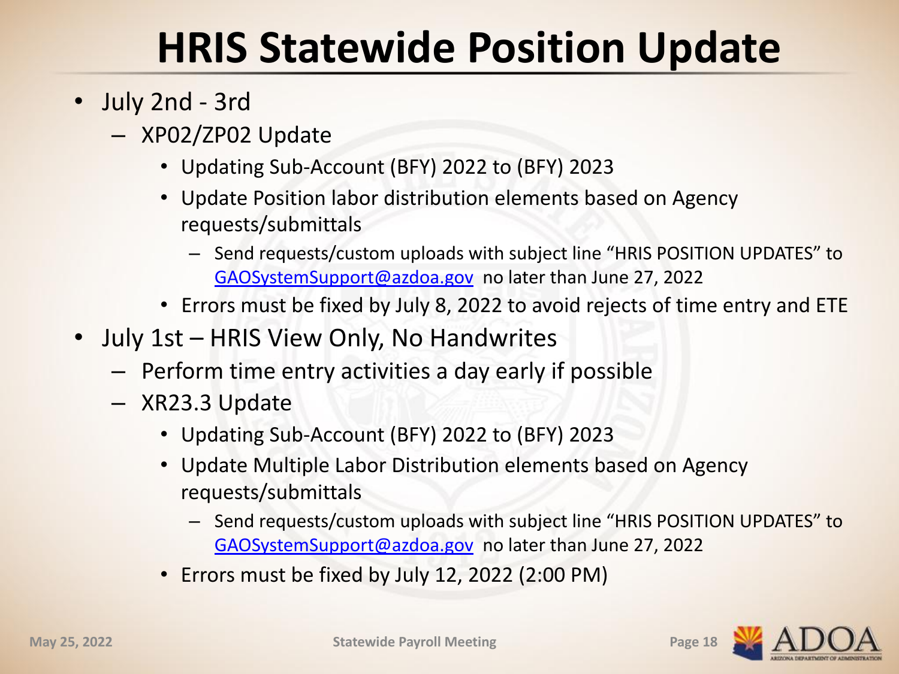# HRIS Statewide Position Update

- July 2nd - 3rd
  - XP02/ZP02 Update
    - Updating Sub-Account (BFY) 2022 to (BFY) 2023
    - Update Position labor distribution elements based on Agency requests/submittals
      - Send requests/custom uploads with subject line "HRIS POSITION UPDATES" to GAOSystemSupport@azdoa.gov no later than June 27, 2022
    - Errors must be fixed by July 8, 2022 to avoid rejects of time entry and ETE
- July 1st – HRIS View Only, No Handwrites
  - Perform time entry activities a day early if possible
  - XR23.3 Update
    - Updating Sub-Account (BFY) 2022 to (BFY) 2023
    - Update Multiple Labor Distribution elements based on Agency requests/submittals
      - Send requests/custom uploads with subject line "HRIS POSITION UPDATES" to GAOSystemSupport@azdoa.gov no later than June 27, 2022
    - Errors must be fixed by July 12, 2022 (2:00 PM)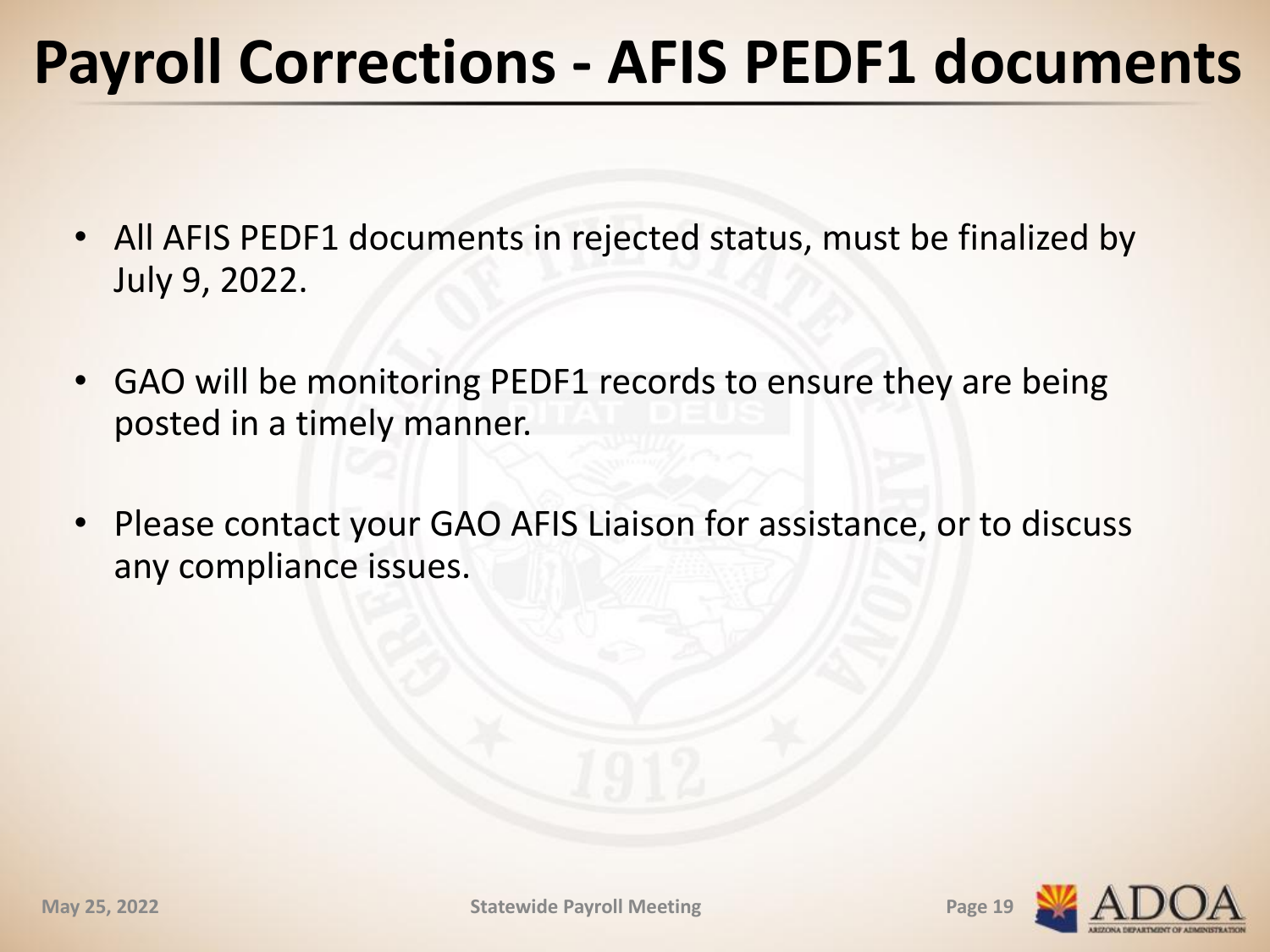# Payroll Corrections - AFIS PEDF1 documents

- All AFIS PEDF1 documents in rejected status, must be finalized by July 9, 2022.
- GAO will be monitoring PEDF1 records to ensure they are being posted in a timely manner.
- Please contact your GAO AFIS Liaison for assistance, or to discuss any compliance issues.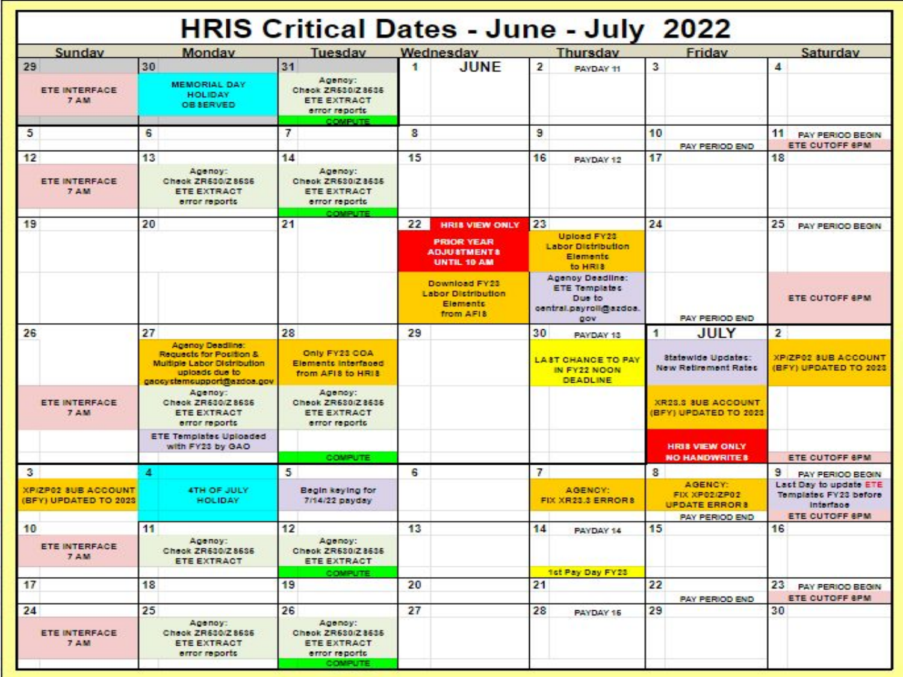# HRIS Critical Dates - June - July 2022

| Sunday | Monday | Tuesday | Wednesday | Thursday | Friday | Saturday |
|---|---|---|---|---|---|---|
| 29<br>ETE INTERFACE 7 AM | 30<br>MEMORIAL DAY HOLIDAY OBSERVED | 31<br>Agency: Check ZR530/Z8535 ETE EXTRACT error reports<br>COMPUTE | 1 JUNE | 2 PAYDAY 11 | 3 | 4 |
| 5 | 6 | 7 | 8 | 9 | 10<br>PAY PERIOD END | 11 PAY PERIOD BEGIN<br>ETE CUTOFF 6PM |
| 12<br>ETE INTERFACE 7 AM | 13<br>Agency: Check ZR530/Z8535 ETE EXTRACT error reports | 14<br>Agency: Check ZR530/Z8535 ETE EXTRACT error reports<br>COMPUTE | 15 | 16 PAYDAY 12 | 17 | 18 |
| 19 | 20 | 21 | 22 HRIS VIEW ONLY<br>PRIOR YEAR ADJUSTMENTS UNTIL 10 AM<br>Download FY23 Labor Distribution Elements from AFIS | 23<br>Upload FY23 Labor Distribution Elements to HRIS<br>Agency Deadline: ETE Templates Due to central.payroll@azdoa.gov | 24<br>PAY PERIOD END | 25 PAY PERIOD BEGIN<br>ETE CUTOFF 6PM |
| 26<br>ETE INTERFACE 7 AM | 27<br>Agency Deadline: Requests for Position & Multiple Labor Distribution uploads due to gaosystemsupport@azdoa.gov<br>Agency: Check ZR530/Z8535 ETE EXTRACT error reports<br>ETE Templates Uploaded with FY23 by GAO | 28<br>Only FY23 COA Elements interfaced from AFIS to HRIS<br>Agency: Check ZR530/Z8535 ETE EXTRACT error reports<br>COMPUTE | 29 | 30 PAYDAY 13<br>LAST CHANCE TO PAY IN FY22 NOON DEADLINE | 1 JULY<br>Statewide Updates: New Retirement Rates<br>XR23.3 SUB ACCOUNT (BFY) UPDATED TO 2023<br>HRIS VIEW ONLY NO HANDWRITES | 2<br>XP/ZP02 SUB ACCOUNT (BFY) UPDATED TO 2023<br>ETE CUTOFF 6PM |
| 3<br>XP/ZP02 SUB ACCOUNT (BFY) UPDATED TO 2023 | 4<br>4TH OF JULY HOLIDAY | 5<br>Begin keying for 7/14/22 payday | 6 | 7<br>AGENCY: FIX XR23.3 ERRORS | 8<br>AGENCY: FIX XP02/ZP02 UPDATE ERRORS<br>PAY PERIOD END | 9 PAY PERIOD BEGIN<br>Last Day to update ETE Templates FY23 before interface<br>ETE CUTOFF 6PM |
| 10<br>ETE INTERFACE 7 AM | 11<br>Agency: Check ZR530/Z8535 ETE EXTRACT | 12<br>Agency: Check ZR530/Z8535 ETE EXTRACT<br>COMPUTE | 13 | 14 PAYDAY 14<br>1st Pay Day FY23 | 15 | 16 |
| 17 | 18 | 19 | 20 | 21 | 22<br>PAY PERIOD END | 23 PAY PERIOD BEGIN<br>ETE CUTOFF 6PM |
| 24<br>ETE INTERFACE 7 AM | 25<br>Agency: Check ZR530/Z8535 ETE EXTRACT error reports | 26<br>Agency: Check ZR530/Z8535 ETE EXTRACT error reports<br>COMPUTE | 27 | 28 PAYDAY 15 | 29 | 30 |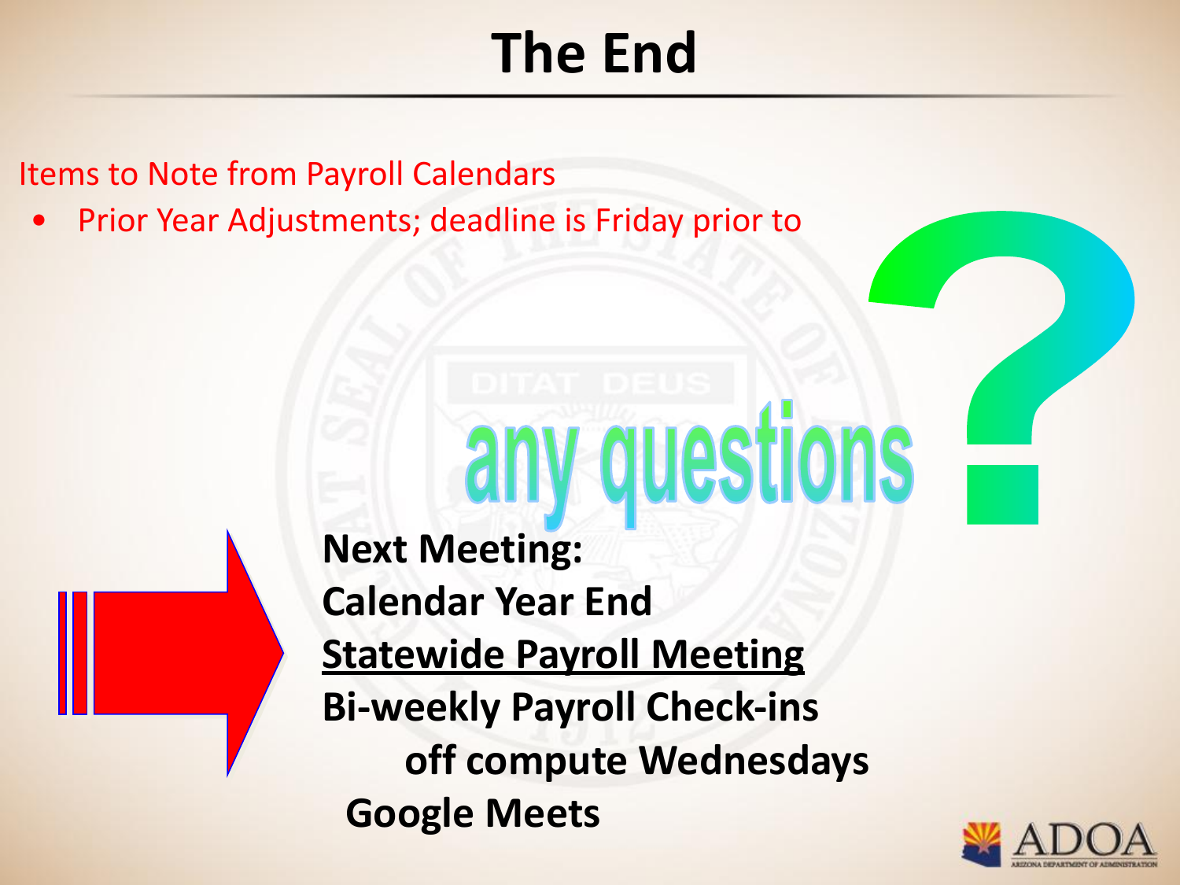# The End

Items to Note from Payroll Calendars

- Prior Year Adjustments; deadline is Friday prior to

any questions ?

**Next Meeting:**
**Calendar Year End**
**<u>Statewide Payroll Meeting</u>**
**Bi-weekly Payroll Check-ins**
**off compute Wednesdays**
**Google Meets**